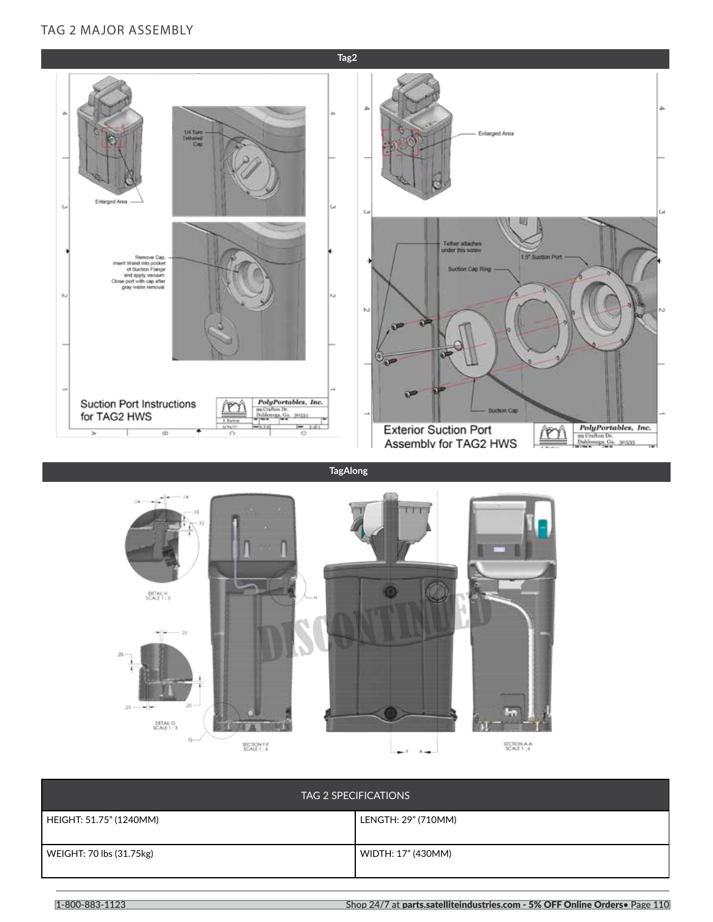# TAG 2 MAJOR ASSEMBLY

## Tag2

1/4 Turn Tethered Cap

Enlarged Area

Remove Cap, Insert Wand into pocket of Suction Flange and apply vacuum. Close port with cap after gray water removal.

Suction Port Instructions for TAG2 HWS

PolyPortables, Inc.
99 Crafton Dr.
Dahlonega, Ga. 30533

Enlarged Area

Tether attaches under this screw

1.5" Suction Port

Suction Cap Ring

Suction Cap

Exterior Suction Port Assembly for TAG2 HWS

PolyPortables, Inc.
99 Crafton Dr.
Dahlonega, Ga. 30533

## TagAlong

DETAIL H
SCALE 1 : 3

DETAIL G
SCALE 1 : 3

SECTION F-F
SCALE 1 : 6

SECTION A-A
SCALE 1 : 6

DISCONTINUED

| TAG 2 SPECIFICATIONS | |
| --- | --- |
| HEIGHT: 51.75" (1240MM) | LENGTH: 29" (710MM) |
| WEIGHT: 70 lbs (31.75kg) | WIDTH: 17" (430MM) |

1-800-883-1123 Shop 24/7 at **parts.satelliteindustries.com - 5% OFF Online Orders**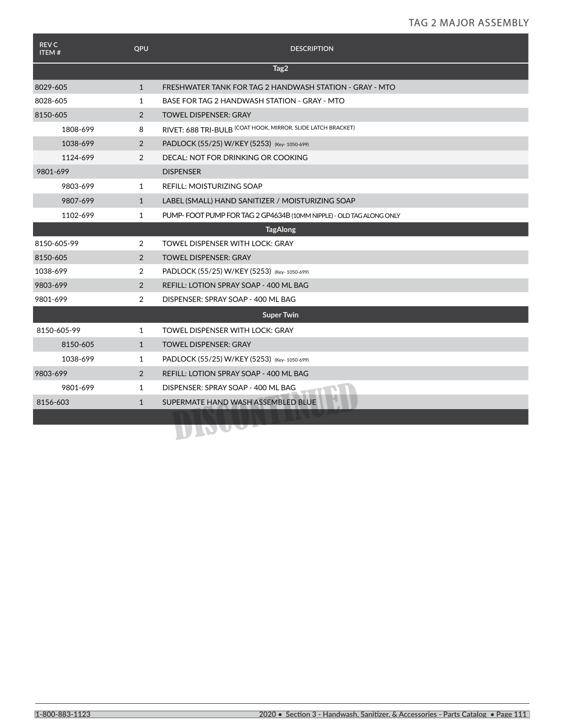# TAG 2 MAJOR ASSEMBLY

| REV C ITEM # | QPU | DESCRIPTION |
|---|---|---|
| **Tag2** | | |
| 8029-605 | 1 | FRESHWATER TANK FOR TAG 2 HANDWASH STATION - GRAY - MTO |
| 8028-605 | 1 | BASE FOR TAG 2 HANDWASH STATION - GRAY - MTO |
| 8150-605 | 2 | TOWEL DISPENSER: GRAY |
| 1808-699 | 8 | RIVET: 688 TRI-BULB (COAT HOOK, MIRROR, SLIDE LATCH BRACKET) |
| 1038-699 | 2 | PADLOCK (55/25) W/KEY (5253) (Key- 1050-699) |
| 1124-699 | 2 | DECAL: NOT FOR DRINKING OR COOKING |
| 9801-699 | | DISPENSER |
| 9803-699 | 1 | REFILL: MOISTURIZING SOAP |
| 9807-699 | 1 | LABEL (SMALL) HAND SANITIZER / MOISTURIZING SOAP |
| 1102-699 | 1 | PUMP- FOOT PUMP FOR TAG 2 GP4634B (10MM NIPPLE) - OLD TAG ALONG ONLY |
| **TagAlong** | | |
| 8150-605-99 | 2 | TOWEL DISPENSER WITH LOCK: GRAY |
| 8150-605 | 2 | TOWEL DISPENSER: GRAY |
| 1038-699 | 2 | PADLOCK (55/25) W/KEY (5253) (Key- 1050-699) |
| 9803-699 | 2 | REFILL: LOTION SPRAY SOAP - 400 ML BAG |
| 9801-699 | 2 | DISPENSER: SPRAY SOAP - 400 ML BAG |
| **Super Twin** | | |
| 8150-605-99 | 1 | TOWEL DISPENSER WITH LOCK: GRAY |
| 8150-605 | 1 | TOWEL DISPENSER: GRAY |
| 1038-699 | 1 | PADLOCK (55/25) W/KEY (5253) (Key- 1050-699) |
| 9803-699 | 2 | REFILL: LOTION SPRAY SOAP - 400 ML BAG |
| 9801-699 | 1 | DISPENSER: SPRAY SOAP - 400 ML BAG |
| 8156-603 | 1 | SUPERMATE HAND WASH ASSEMBLED BLUE |

DISCONTINUED